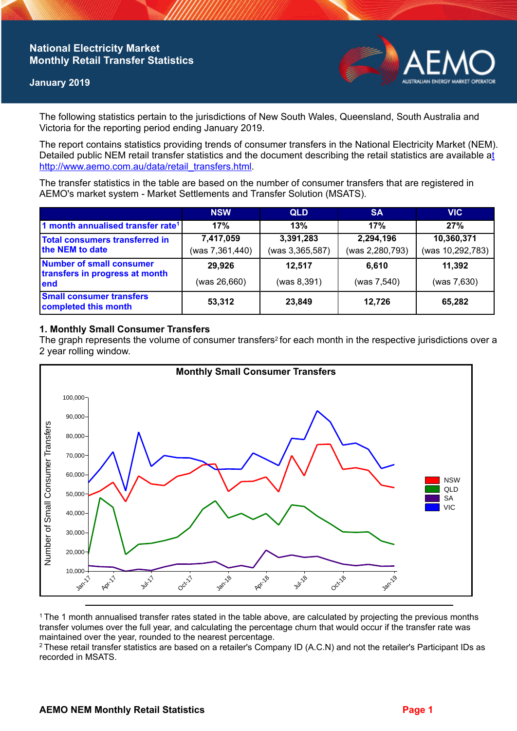# National Electricity Market Monthly Retail Transfer Statistics

**January 2019**

The following statistics pertain to the jurisdictions of New South Wales, Queensland, South Australia and Victoria for the reporting period ending January 2019.

The report contains statistics providing trends of consumer transfers in the National Electricity Market (NEM). Detailed public NEM retail transfer statistics and the document describing the retail statistics are available at http://www.aemo.com.au/data/retail_transfers.html.

The transfer statistics in the table are based on the number of consumer transfers that are registered in AEMO's market system - Market Settlements and Transfer Solution (MSATS).

| | NSW | QLD | SA | VIC |
|---|---|---|---|---|
| 1 month annualised transfer rate[1] | 17% | 13% | 17% | 27% |
| Total consumers transferred in the NEM to date | 7,417,059 (was 7,361,440) | 3,391,283 (was 3,365,587) | 2,294,196 (was 2,280,793) | 10,360,371 (was 10,292,783) |
| Number of small consumer transfers in progress at month end | 29,926 (was 26,660) | 12,517 (was 8,391) | 6,610 (was 7,540) | 11,392 (was 7,630) |
| Small consumer transfers completed this month | 53,312 | 23,849 | 12,726 | 65,282 |

## 1. Monthly Small Consumer Transfers

The graph represents the volume of consumer transfers[2] for each month in the respective jurisdictions over a 2 year rolling window.

[1] The 1 month annualised transfer rates stated in the table above, are calculated by projecting the previous months transfer volumes over the full year, and calculating the percentage churn that would occur if the transfer rate was maintained over the year, rounded to the nearest percentage.

[2] These retail transfer statistics are based on a retailer's Company ID (A.C.N) and not the retailer's Participant IDs as recorded in MSATS.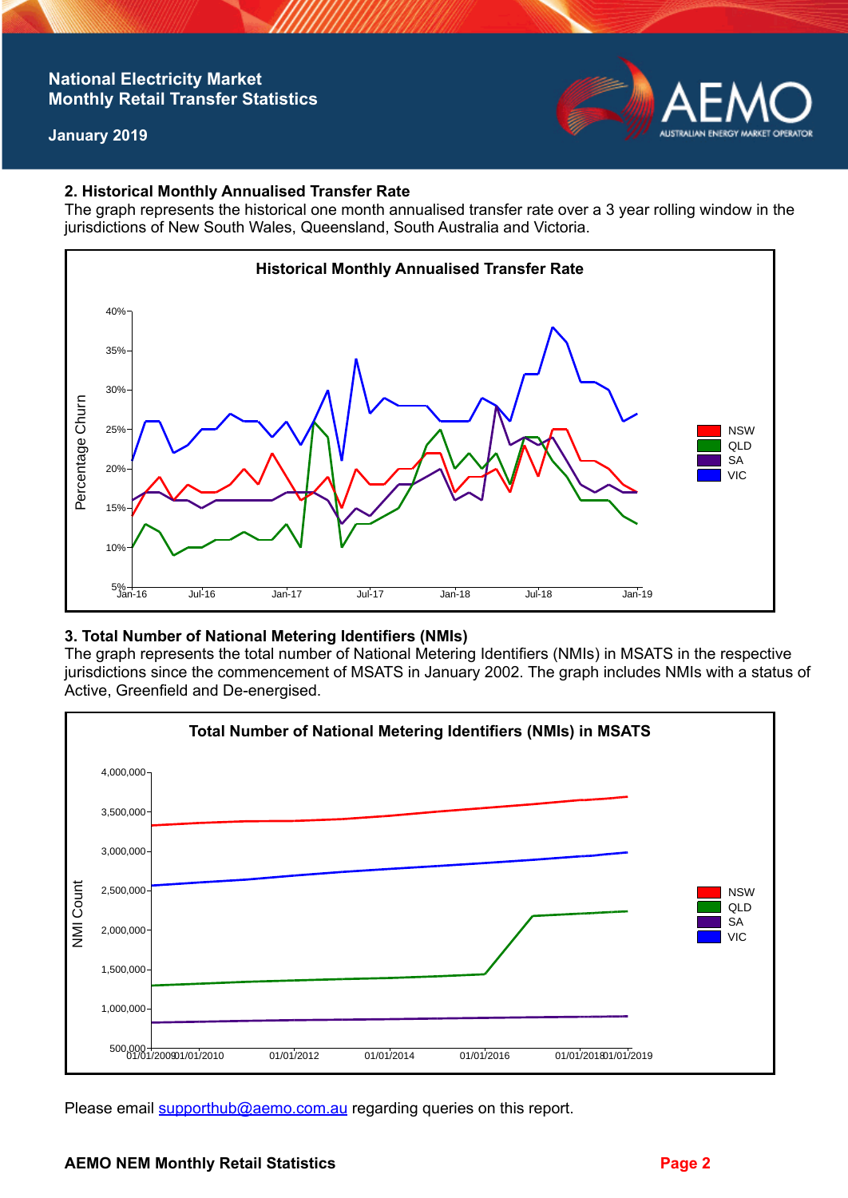National Electricity Market
Monthly Retail Transfer Statistics

January 2019

## 2. Historical Monthly Annualised Transfer Rate

The graph represents the historical one month annualised transfer rate over a 3 year rolling window in the jurisdictions of New South Wales, Queensland, South Australia and Victoria.

Historical Monthly Annualised Transfer Rate

Percentage Churn

40%
35%
30%
25%
20%
15%
10%
5%

Jan-16 Jul-16 Jan-17 Jul-17 Jan-18 Jul-18 Jan-19

NSW
QLD
SA
VIC

## 3. Total Number of National Metering Identifiers (NMIs)

The graph represents the total number of National Metering Identifiers (NMIs) in MSATS in the respective jurisdictions since the commencement of MSATS in January 2002. The graph includes NMIs with a status of Active, Greenfield and De-energised.

Total Number of National Metering Identifiers (NMIs) in MSATS

NMI Count

4,000,000
3,500,000
3,000,000
2,500,000
2,000,000
1,500,000
1,000,000
500,000

01/01/2009 01/01/2010 01/01/2012 01/01/2014 01/01/2016 01/01/2018 01/01/2019

NSW
QLD
SA
VIC

Please email supporthub@aemo.com.au regarding queries on this report.

**AEMO NEM Monthly Retail Statistics**